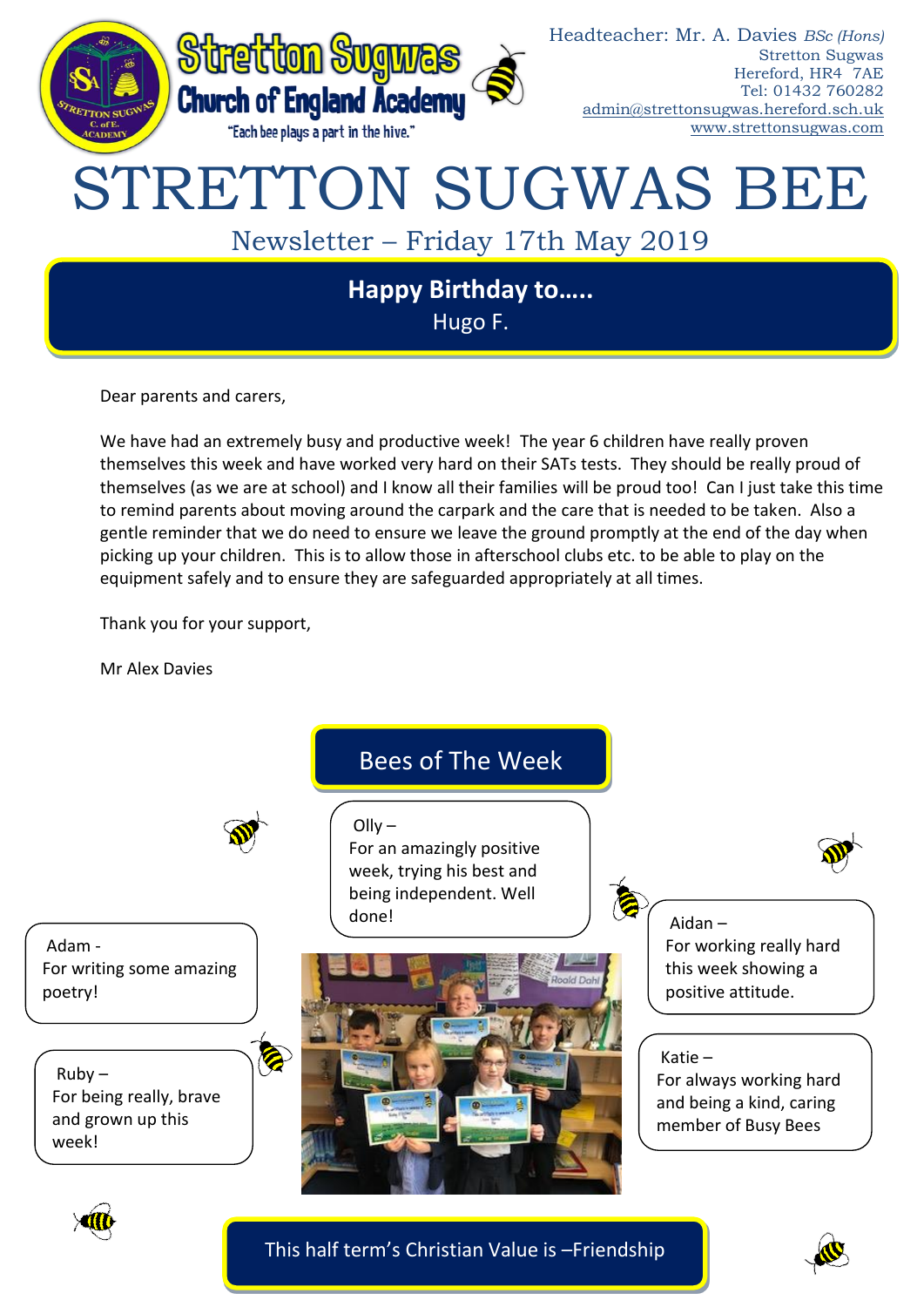Stretton Sugwas Church of England Academy

"Each bee plays a part in the hive."

Headteacher: Mr. A. Davies *BSc (Hons)*
Stretton Sugwas
Hereford, HR4 7AE
Tel: 01432 760282
admin@strettonsugwas.hereford.sch.uk
www.strettonsugwas.com

# STRETTON SUGWAS BEE

## Newsletter – Friday 17th May 2019

**Happy Birthday to…..**

Hugo F.

Dear parents and carers,

We have had an extremely busy and productive week! The year 6 children have really proven themselves this week and have worked very hard on their SATs tests. They should be really proud of themselves (as we are at school) and I know all their families will be proud too! Can I just take this time to remind parents about moving around the carpark and the care that is needed to be taken. Also a gentle reminder that we do need to ensure we leave the ground promptly at the end of the day when picking up your children. This is to allow those in afterschool clubs etc. to be able to play on the equipment safely and to ensure they are safeguarded appropriately at all times.

Thank you for your support,

Mr Alex Davies

## Bees of The Week

Olly – For an amazingly positive week, trying his best and being independent. Well done!

Adam - For writing some amazing poetry!

Aidan – For working really hard this week showing a positive attitude.

Ruby – For being really, brave and grown up this week!

Katie – For always working hard and being a kind, caring member of Busy Bees

This half term's Christian Value is –Friendship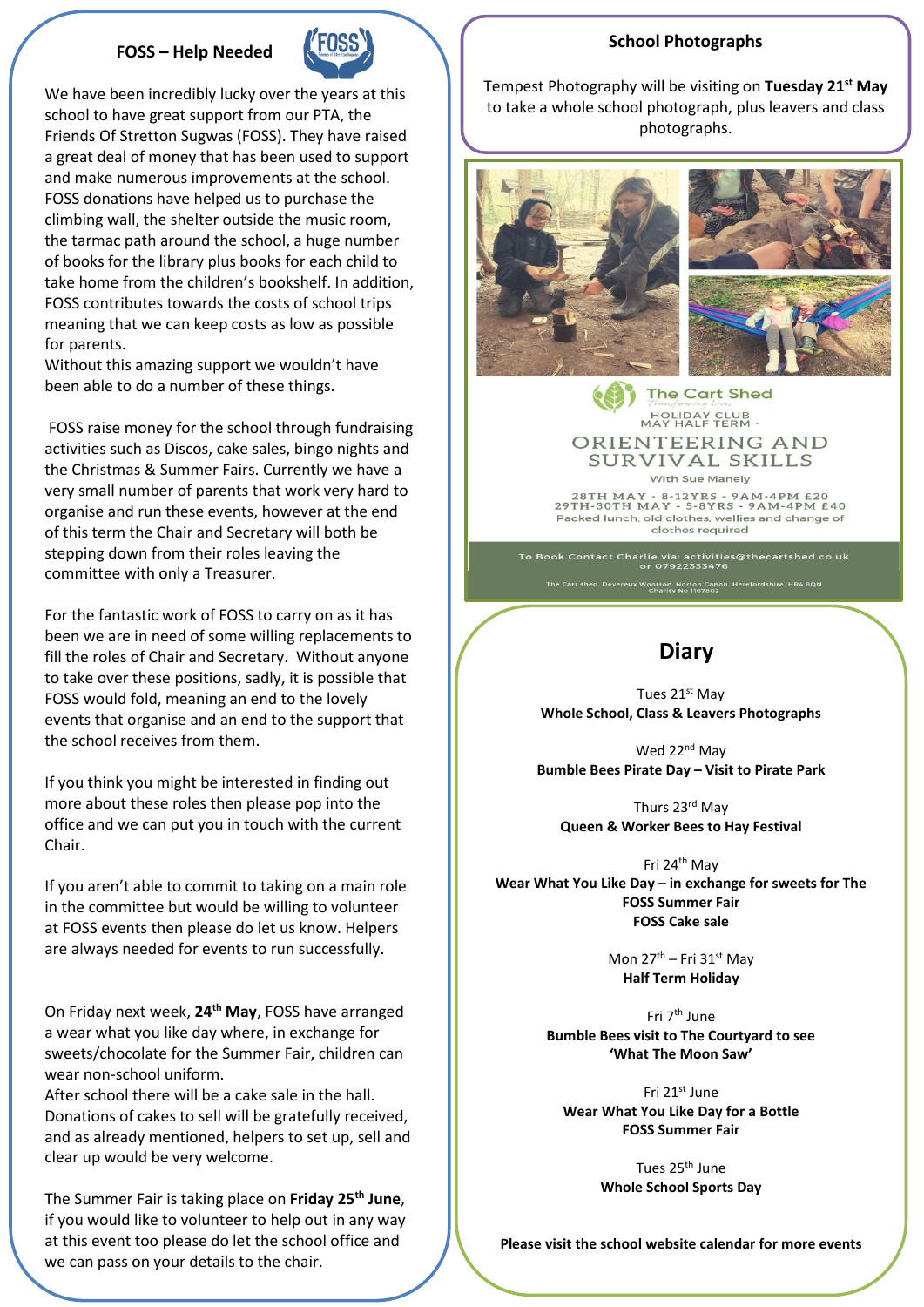## FOSS – Help Needed

We have been incredibly lucky over the years at this school to have great support from our PTA, the Friends Of Stretton Sugwas (FOSS). They have raised a great deal of money that has been used to support and make numerous improvements at the school. FOSS donations have helped us to purchase the climbing wall, the shelter outside the music room, the tarmac path around the school, a huge number of books for the library plus books for each child to take home from the children's bookshelf. In addition, FOSS contributes towards the costs of school trips meaning that we can keep costs as low as possible for parents.
Without this amazing support we wouldn't have been able to do a number of these things.

FOSS raise money for the school through fundraising activities such as Discos, cake sales, bingo nights and the Christmas & Summer Fairs. Currently we have a very small number of parents that work very hard to organise and run these events, however at the end of this term the Chair and Secretary will both be stepping down from their roles leaving the committee with only a Treasurer.

For the fantastic work of FOSS to carry on as it has been we are in need of some willing replacements to fill the roles of Chair and Secretary. Without anyone to take over these positions, sadly, it is possible that FOSS would fold, meaning an end to the lovely events that organise and an end to the support that the school receives from them.

If you think you might be interested in finding out more about these roles then please pop into the office and we can put you in touch with the current Chair.

If you aren't able to commit to taking on a main role in the committee but would be willing to volunteer at FOSS events then please do let us know. Helpers are always needed for events to run successfully.

On Friday next week, **24th May**, FOSS have arranged a wear what you like day where, in exchange for sweets/chocolate for the Summer Fair, children can wear non-school uniform.
After school there will be a cake sale in the hall. Donations of cakes to sell will be gratefully received, and as already mentioned, helpers to set up, sell and clear up would be very welcome.

The Summer Fair is taking place on **Friday 25th June**, if you would like to volunteer to help out in any way at this event too please do let the school office and we can pass on your details to the chair.

## School Photographs

Tempest Photography will be visiting on **Tuesday 21st May** to take a whole school photograph, plus leavers and class photographs.

The Cart Shed
*Transforming Lives*

HOLIDAY CLUB
MAY HALF TERM -

ORIENTEERING AND SURVIVAL SKILLS

With Sue Manely

28TH MAY - 8-12YRS - 9AM-4PM £20
29TH-30TH MAY - 5-8YRS - 9AM-4PM £40
Packed lunch, old clothes, wellies and change of clothes required

To Book Contact Charlie via: activities@thecartshed.co.uk or 07922333476

The Cart shed, Devereux Wootton, Norton Canon, Herefordshire, HR4 8QN
Charity No 1167602

## Diary

Tues 21st May
**Whole School, Class & Leavers Photographs**

Wed 22nd May
**Bumble Bees Pirate Day – Visit to Pirate Park**

Thurs 23rd May
**Queen & Worker Bees to Hay Festival**

Fri 24th May
**Wear What You Like Day – in exchange for sweets for The FOSS Summer Fair**
**FOSS Cake sale**

Mon 27th – Fri 31st May
**Half Term Holiday**

Fri 7th June
**Bumble Bees visit to The Courtyard to see 'What The Moon Saw'**

Fri 21st June
**Wear What You Like Day for a Bottle**
**FOSS Summer Fair**

Tues 25th June
**Whole School Sports Day**

**Please visit the school website calendar for more events**